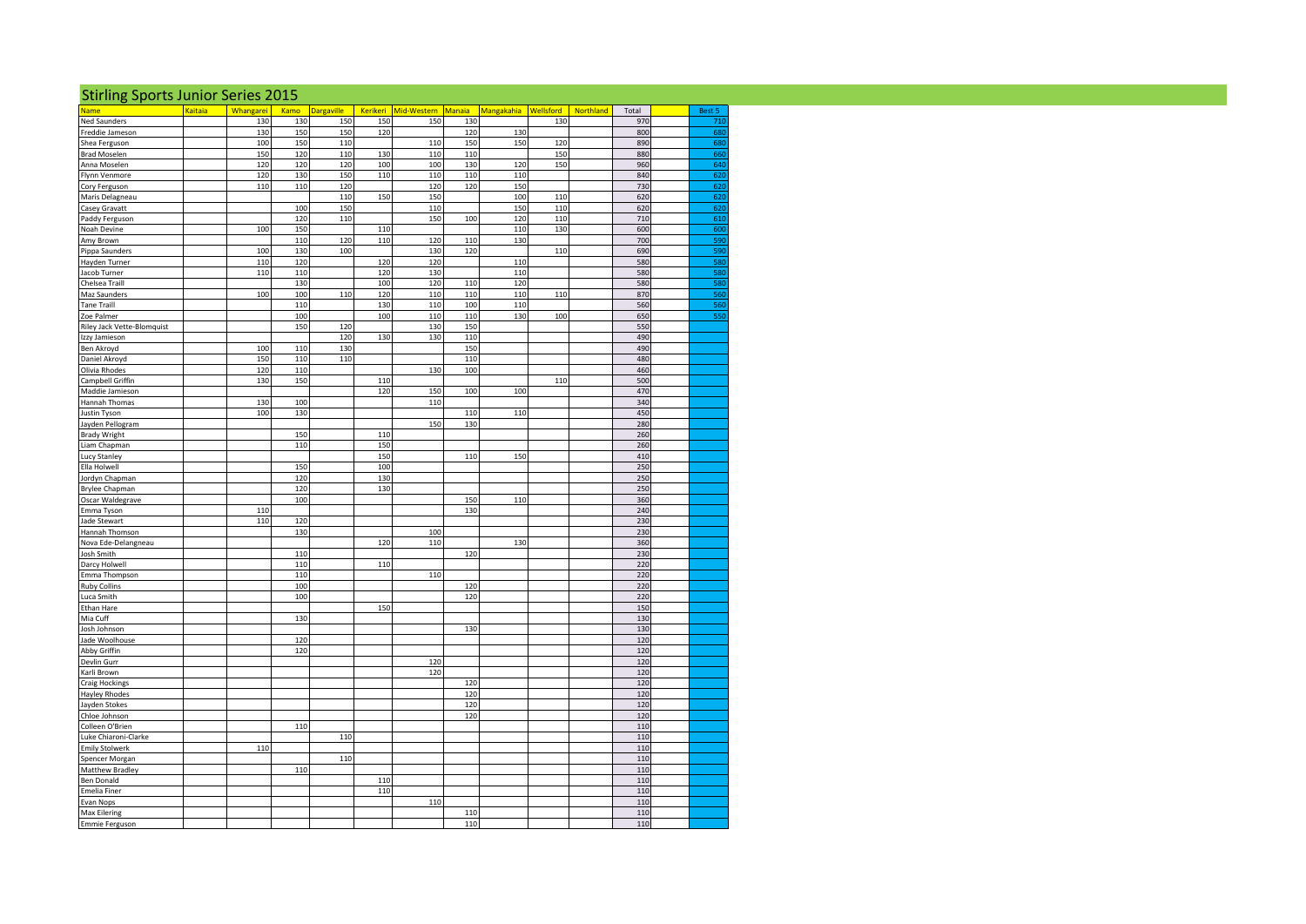# Stirling Sports Junior Series 2015

| Name | Kaitaia | Whangarei | Kamo | Dargaville | Kerikeri | Mid-Western | Manaia | Mangakahia | Wellsford | Northland | Total | | Best 5 |
|---|---|---|---|---|---|---|---|---|---|---|---|---|---|
| Ned Saunders | | 130 | 130 | 150 | 150 | 150 | 130 | | 130 | | 970 | | 710 |
| Freddie Jameson | | 130 | 150 | 150 | 120 | | 120 | 130 | | | 800 | | 680 |
| Shea Ferguson | | 100 | 150 | 110 | | 110 | 150 | 150 | 120 | | 890 | | 680 |
| Brad Moselen | | 150 | 120 | 110 | 130 | 110 | 110 | | 150 | | 880 | | 660 |
| Anna Moselen | | 120 | 120 | 120 | 100 | 100 | 130 | 120 | 150 | | 960 | | 640 |
| Flynn Venmore | | 120 | 130 | 150 | 110 | 110 | 110 | 110 | | | 840 | | 620 |
| Cory Ferguson | | 110 | 110 | 120 | | 120 | 120 | 150 | | | 730 | | 620 |
| Maris Delagneau | | | | 110 | 150 | 150 | | 100 | 110 | | 620 | | 620 |
| Casey Gravatt | | | 100 | 150 | | 110 | | 150 | 110 | | 620 | | 620 |
| Paddy Ferguson | | | 120 | 110 | | 150 | 100 | 120 | 110 | | 710 | | 610 |
| Noah Devine | | 100 | 150 | | 110 | | | 110 | 130 | | 600 | | 600 |
| Amy Brown | | | 110 | 120 | 110 | 120 | 110 | 130 | | | 700 | | 590 |
| Pippa Saunders | | 100 | 130 | 100 | | 130 | 120 | | 110 | | 690 | | 590 |
| Hayden Turner | | 110 | 120 | | 120 | 120 | | 110 | | | 580 | | 580 |
| Jacob Turner | | 110 | 110 | | 120 | 130 | | 110 | | | 580 | | 580 |
| Chelsea Traill | | | 130 | | 100 | 120 | 110 | 120 | | | 580 | | 580 |
| Maz Saunders | | 100 | 100 | 110 | 120 | 110 | 110 | 110 | 110 | | 870 | | 560 |
| Tane Traill | | | 110 | | 130 | 110 | 100 | 110 | | | 560 | | 560 |
| Zoe Palmer | | | 100 | | 100 | 110 | 110 | 130 | 100 | | 650 | | 550 |
| Riley Jack Vette-Blomquist | | | 150 | 120 | | 130 | 150 | | | | 550 | | |
| Izzy Jamieson | | | | 120 | 130 | 130 | 110 | | | | 490 | | |
| Ben Akroyd | | 100 | 110 | 130 | | | 150 | | | | 490 | | |
| Daniel Akroyd | | 150 | 110 | 110 | | | 110 | | | | 480 | | |
| Olivia Rhodes | | 120 | 110 | | | 130 | 100 | | | | 460 | | |
| Campbell Griffin | | 130 | 150 | | 110 | | | | 110 | | 500 | | |
| Maddie Jamieson | | | | | 120 | 150 | 100 | 100 | | | 470 | | |
| Hannah Thomas | | 130 | 100 | | | 110 | | | | | 340 | | |
| Justin Tyson | | 100 | 130 | | | | 110 | 110 | | | 450 | | |
| Jayden Pellogram | | | | | | 150 | 130 | | | | 280 | | |
| Brady Wright | | | 150 | | 110 | | | | | | 260 | | |
| Liam Chapman | | | 110 | | 150 | | | | | | 260 | | |
| Lucy Stanley | | | | | 150 | | 110 | 150 | | | 410 | | |
| Ella Holwell | | | 150 | | 100 | | | | | | 250 | | |
| Jordyn Chapman | | | 120 | | 130 | | | | | | 250 | | |
| Brylee Chapman | | | 120 | | 130 | | | | | | 250 | | |
| Oscar Waldegrave | | | 100 | | | | 150 | 110 | | | 360 | | |
| Emma Tyson | | 110 | | | | | 130 | | | | 240 | | |
| Jade Stewart | | 110 | 120 | | | | | | | | 230 | | |
| Hannah Thomson | | | 130 | | | 100 | | | | | 230 | | |
| Nova Ede-Delangneau | | | | | 120 | 110 | | 130 | | | 360 | | |
| Josh Smith | | | 110 | | | | 120 | | | | 230 | | |
| Darcy Holwell | | | 110 | | 110 | | | | | | 220 | | |
| Emma Thompson | | | 110 | | | 110 | | | | | 220 | | |
| Ruby Collins | | | 100 | | | | 120 | | | | 220 | | |
| Luca Smith | | | 100 | | | | 120 | | | | 220 | | |
| Ethan Hare | | | | | 150 | | | | | | 150 | | |
| Mia Cuff | | | 130 | | | | | | | | 130 | | |
| Josh Johnson | | | | | | | 130 | | | | 130 | | |
| Jade Woolhouse | | | 120 | | | | | | | | 120 | | |
| Abby Griffin | | | 120 | | | | | | | | 120 | | |
| Devlin Gurr | | | | | | 120 | | | | | 120 | | |
| Karli Brown | | | | | | 120 | | | | | 120 | | |
| Craig Hockings | | | | | | | 120 | | | | 120 | | |
| Hayley Rhodes | | | | | | | 120 | | | | 120 | | |
| Jayden Stokes | | | | | | | 120 | | | | 120 | | |
| Chloe Johnson | | | | | | | 120 | | | | 120 | | |
| Colleen O'Brien | | | 110 | | | | | | | | 110 | | |
| Luke Chiaroni-Clarke | | | | 110 | | | | | | | 110 | | |
| Emily Stolwerk | | 110 | | | | | | | | | 110 | | |
| Spencer Morgan | | | | 110 | | | | | | | 110 | | |
| Matthew Bradley | | | 110 | | | | | | | | 110 | | |
| Ben Donald | | | | | 110 | | | | | | 110 | | |
| Emelia Finer | | | | | 110 | | | | | | 110 | | |
| Evan Nops | | | | | | 110 | | | | | 110 | | |
| Max Eilering | | | | | | | 110 | | | | 110 | | |
| Emmie Ferguson | | | | | | | 110 | | | | 110 | | |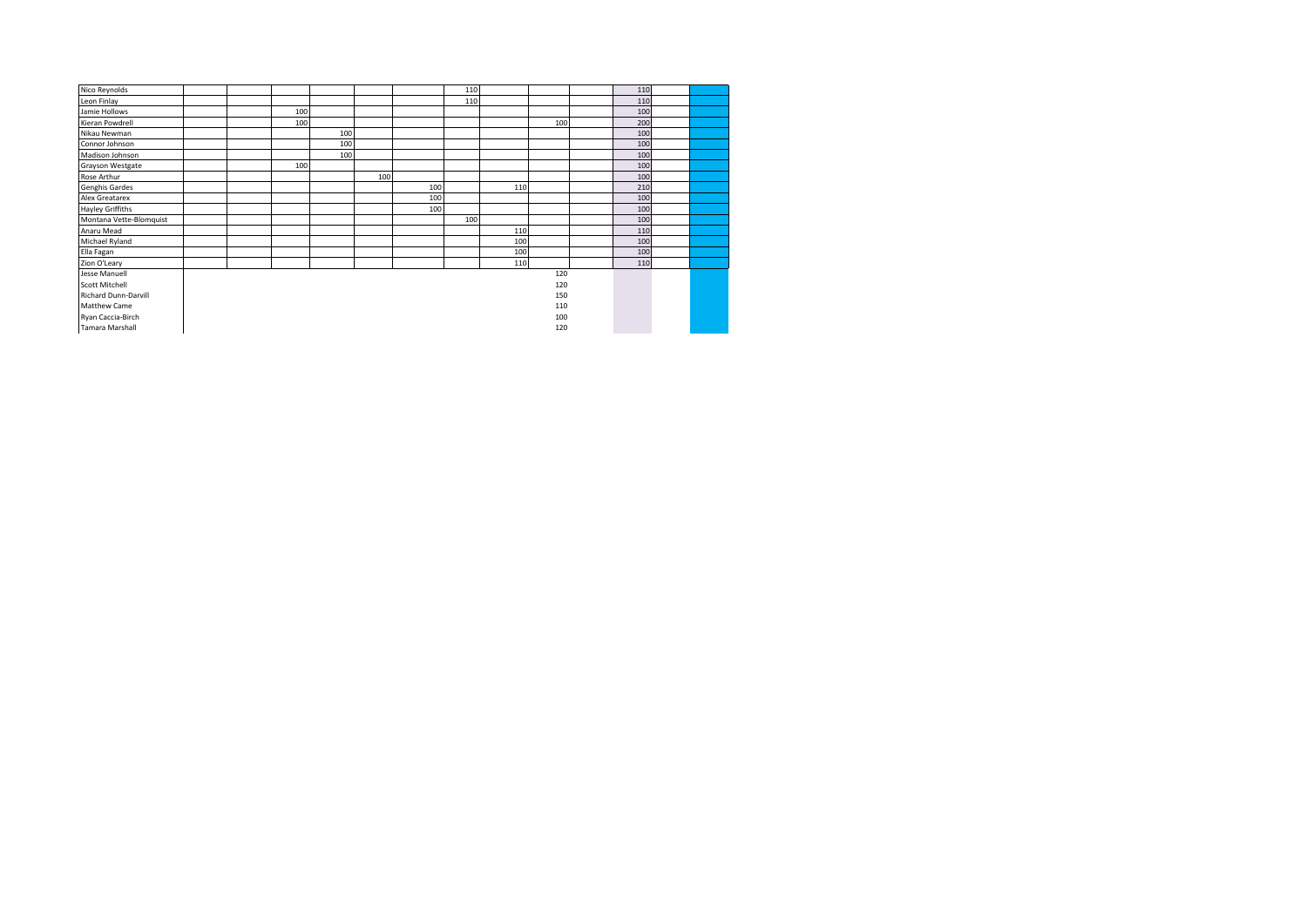| | | | | | | | | | | | | | |
|---|---|---|---|---|---|---|---|---|---|---|---|---|---|
| Nico Reynolds | | | | | | | 110 | | | | 110 | | |
| Leon Finlay | | | | | | | 110 | | | | 110 | | |
| Jamie Hollows | | | 100 | | | | | | | | 100 | | |
| Kieran Powdrell | | | 100 | | | | | | 100 | | 200 | | |
| Nikau Newman | | | | 100 | | | | | | | 100 | | |
| Connor Johnson | | | | 100 | | | | | | | 100 | | |
| Madison Johnson | | | | 100 | | | | | | | 100 | | |
| Grayson Westgate | | | 100 | | | | | | | | 100 | | |
| Rose Arthur | | | | | 100 | | | | | | 100 | | |
| Genghis Gardes | | | | | | 100 | | 110 | | | 210 | | |
| Alex Greatarex | | | | | | 100 | | | | | 100 | | |
| Hayley Griffiths | | | | | | 100 | | | | | 100 | | |
| Montana Vette-Blomquist | | | | | | | 100 | | | | 100 | | |
| Anaru Mead | | | | | | | | 110 | | | 110 | | |
| Michael Ryland | | | | | | | | 100 | | | 100 | | |
| Ella Fagan | | | | | | | | 100 | | | 100 | | |
| Zion O'Leary | | | | | | | | 110 | | | 110 | | |
| Jesse Manuell | | | | | | | | | 120 | | | | |
| Scott Mitchell | | | | | | | | | 120 | | | | |
| Richard Dunn-Darvill | | | | | | | | | 150 | | | | |
| Matthew Came | | | | | | | | | 110 | | | | |
| Ryan Caccia-Birch | | | | | | | | | 100 | | | | |
| Tamara Marshall | | | | | | | | | 120 | | | | |